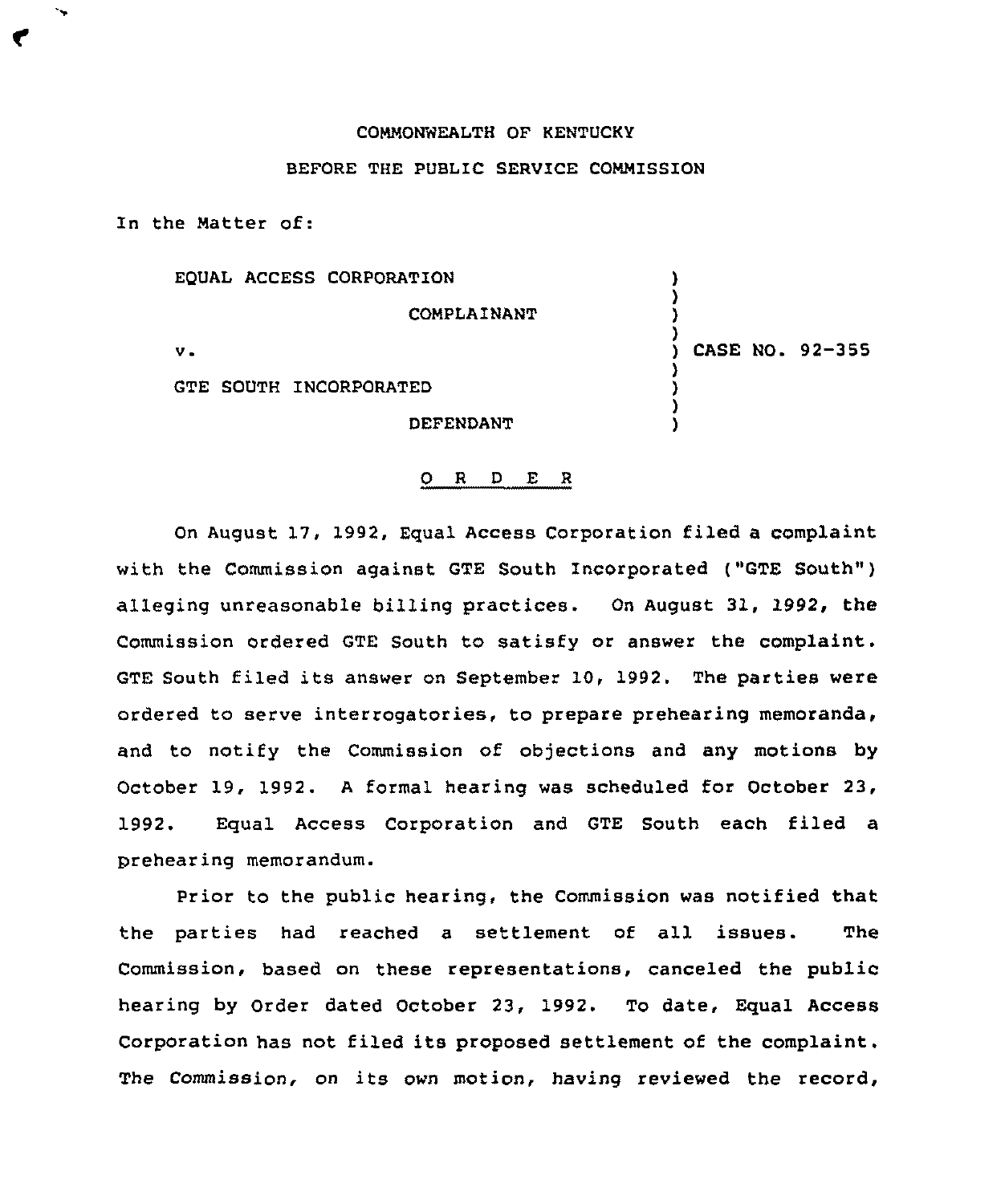COMMONWEALTH OF KENTUCKY

BEFORE THE PUBLIC SERVICE COMMISSION

In the Matter of:

| | | |
|---|---|---|
| EQUAL ACCESS CORPORATION | ) | |
| COMPLAINANT | ) | |
| v. | ) | CASE NO. 92-355 |
| GTE SOUTH INCORPORATED | ) | |
| DEFENDANT | ) | |

## O R D E R

On August 17, 1992, Equal Access Corporation filed a complaint with the Commission against GTE South Incorporated ("GTE South") alleging unreasonable billing practices. On August 31, 1992, the Commission ordered GTE South to satisfy or answer the complaint. GTE South filed its answer on September 10, 1992. The parties were ordered to serve interrogatories, to prepare prehearing memoranda, and to notify the Commission of objections and any motions by October 19, 1992. A formal hearing was scheduled for October 23, 1992. Equal Access Corporation and GTE South each filed a prehearing memorandum.

Prior to the public hearing, the Commission was notified that the parties had reached a settlement of all issues. The Commission, based on these representations, canceled the public hearing by Order dated October 23, 1992. To date, Equal Access Corporation has not filed its proposed settlement of the complaint. The Commission, on its own motion, having reviewed the record,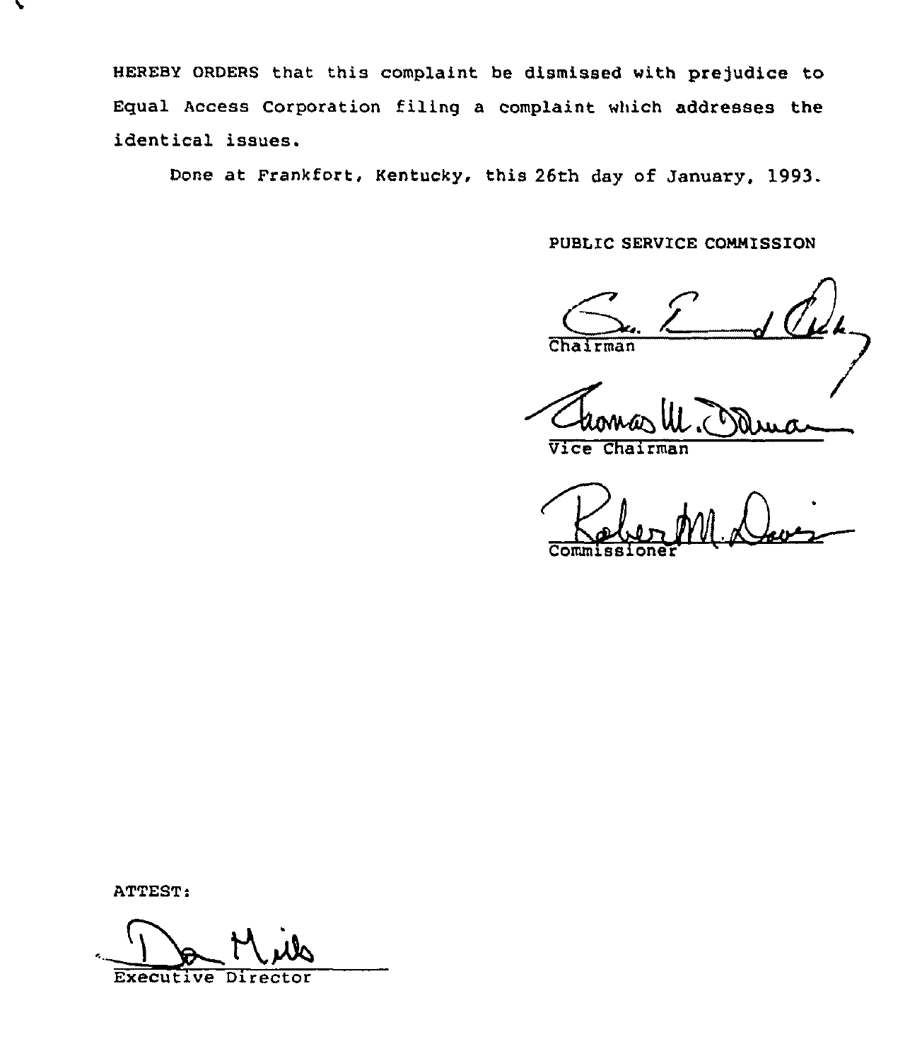HEREBY ORDERS that this complaint be dismissed with prejudice to Equal Access Corporation filing a complaint which addresses the identical issues.

Done at Frankfort, Kentucky, this 26th day of January, 1993.

PUBLIC SERVICE COMMISSION

Chairman

Vice Chairman

Commissioner

ATTEST:

Executive Director